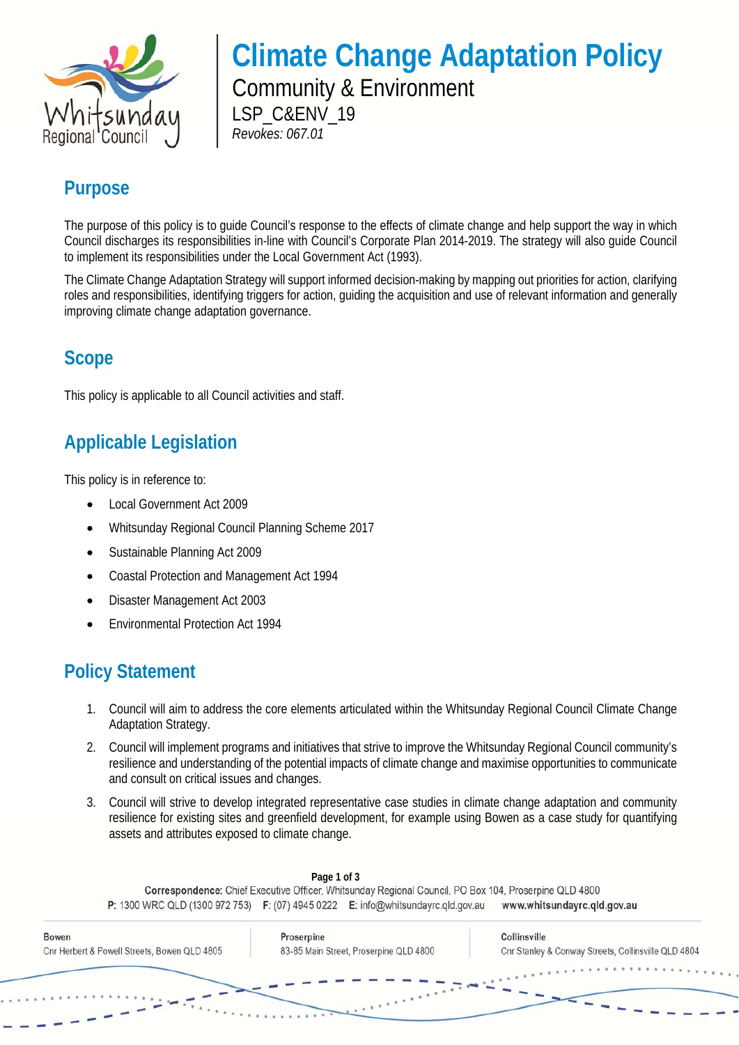# Climate Change Adaptation Policy

Community & Environment

LSP_C&ENV_19

*Revokes: 067.01*

## Purpose

The purpose of this policy is to guide Council's response to the effects of climate change and help support the way in which Council discharges its responsibilities in-line with Council's Corporate Plan 2014-2019. The strategy will also guide Council to implement its responsibilities under the Local Government Act (1993).

The Climate Change Adaptation Strategy will support informed decision-making by mapping out priorities for action, clarifying roles and responsibilities, identifying triggers for action, guiding the acquisition and use of relevant information and generally improving climate change adaptation governance.

## Scope

This policy is applicable to all Council activities and staff.

## Applicable Legislation

This policy is in reference to:

- Local Government Act 2009
- Whitsunday Regional Council Planning Scheme 2017
- Sustainable Planning Act 2009
- Coastal Protection and Management Act 1994
- Disaster Management Act 2003
- Environmental Protection Act 1994

## Policy Statement

1. Council will aim to address the core elements articulated within the Whitsunday Regional Council Climate Change Adaptation Strategy.
2. Council will implement programs and initiatives that strive to improve the Whitsunday Regional Council community's resilience and understanding of the potential impacts of climate change and maximise opportunities to communicate and consult on critical issues and changes.
3. Council will strive to develop integrated representative case studies in climate change adaptation and community resilience for existing sites and greenfield development, for example using Bowen as a case study for quantifying assets and attributes exposed to climate change.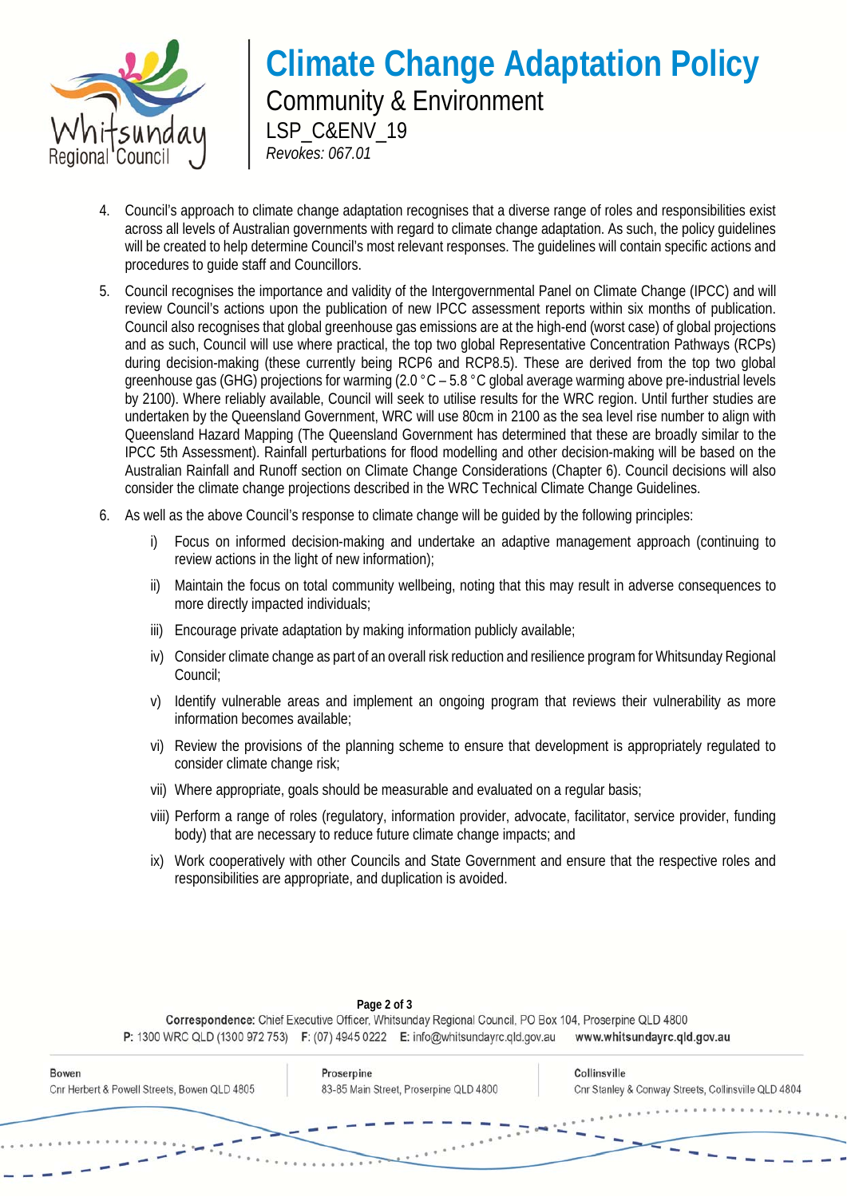4. Council's approach to climate change adaptation recognises that a diverse range of roles and responsibilities exist across all levels of Australian governments with regard to climate change adaptation. As such, the policy guidelines will be created to help determine Council's most relevant responses. The guidelines will contain specific actions and procedures to guide staff and Councillors.

5. Council recognises the importance and validity of the Intergovernmental Panel on Climate Change (IPCC) and will review Council's actions upon the publication of new IPCC assessment reports within six months of publication. Council also recognises that global greenhouse gas emissions are at the high-end (worst case) of global projections and as such, Council will use where practical, the top two global Representative Concentration Pathways (RCPs) during decision-making (these currently being RCP6 and RCP8.5). These are derived from the top two global greenhouse gas (GHG) projections for warming (2.0 °C – 5.8 °C global average warming above pre-industrial levels by 2100). Where reliably available, Council will seek to utilise results for the WRC region. Until further studies are undertaken by the Queensland Government, WRC will use 80cm in 2100 as the sea level rise number to align with Queensland Hazard Mapping (The Queensland Government has determined that these are broadly similar to the IPCC 5th Assessment). Rainfall perturbations for flood modelling and other decision-making will be based on the Australian Rainfall and Runoff section on Climate Change Considerations (Chapter 6). Council decisions will also consider the climate change projections described in the WRC Technical Climate Change Guidelines.

6. As well as the above Council's response to climate change will be guided by the following principles:

   i) Focus on informed decision-making and undertake an adaptive management approach (continuing to review actions in the light of new information);

   ii) Maintain the focus on total community wellbeing, noting that this may result in adverse consequences to more directly impacted individuals;

   iii) Encourage private adaptation by making information publicly available;

   iv) Consider climate change as part of an overall risk reduction and resilience program for Whitsunday Regional Council;

   v) Identify vulnerable areas and implement an ongoing program that reviews their vulnerability as more information becomes available;

   vi) Review the provisions of the planning scheme to ensure that development is appropriately regulated to consider climate change risk;

   vii) Where appropriate, goals should be measurable and evaluated on a regular basis;

   viii) Perform a range of roles (regulatory, information provider, advocate, facilitator, service provider, funding body) that are necessary to reduce future climate change impacts; and

   ix) Work cooperatively with other Councils and State Government and ensure that the respective roles and responsibilities are appropriate, and duplication is avoided.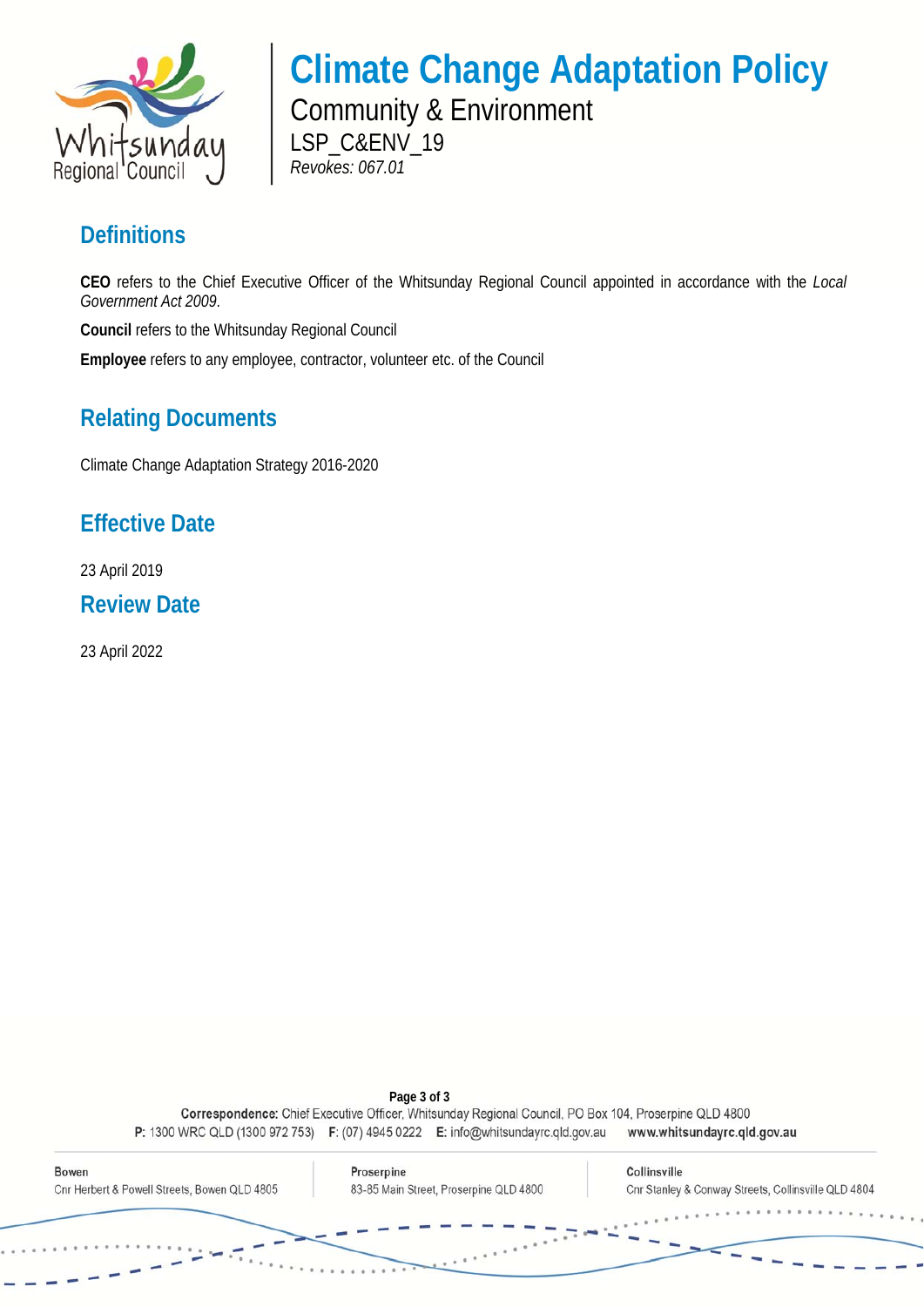# Climate Change Adaptation Policy

Community & Environment

LSP_C&ENV_19

*Revokes: 067.01*

## Definitions

**CEO** refers to the Chief Executive Officer of the Whitsunday Regional Council appointed in accordance with the *Local Government Act 2009*.

**Council** refers to the Whitsunday Regional Council

**Employee** refers to any employee, contractor, volunteer etc. of the Council

## Relating Documents

Climate Change Adaptation Strategy 2016-2020

## Effective Date

23 April 2019

## Review Date

23 April 2022